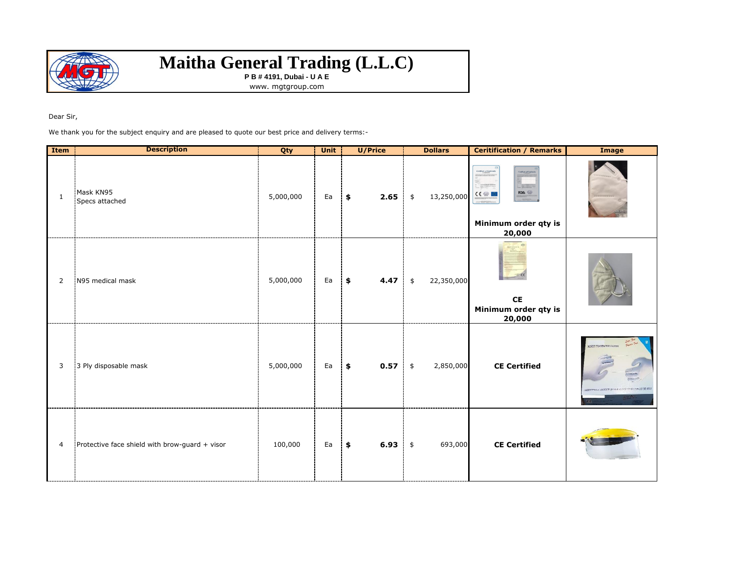# Maitha General Trading (L.L.C)

**P B # 4191, Dubai - U A E**

www. mgtgroup.com

Dear Sir,

We thank you for the subject enquiry and are pleased to quote our best price and delivery terms:-

| Item | Description | Qty | Unit | U/Price | Dollars | Ceritification / Remarks | Image |
|---|---|---|---|---|---|---|---|
| 1 | Mask KN95<br>Specs attached | 5,000,000 | Ea | **$ 2.65** | $ 13,250,000 | **Minimum order qty is 20,000** | |
| 2 | N95 medical mask | 5,000,000 | Ea | **$ 4.47** | $ 22,350,000 | **CE**<br>**Minimum order qty is 20,000** | |
| 3 | 3 Ply disposable mask | 5,000,000 | Ea | **$ 0.57** | $ 2,850,000 | **CE Certified** | |
| 4 | Protective face shield with brow-guard + visor | 100,000 | Ea | **$ 6.93** | $ 693,000 | **CE Certified** | |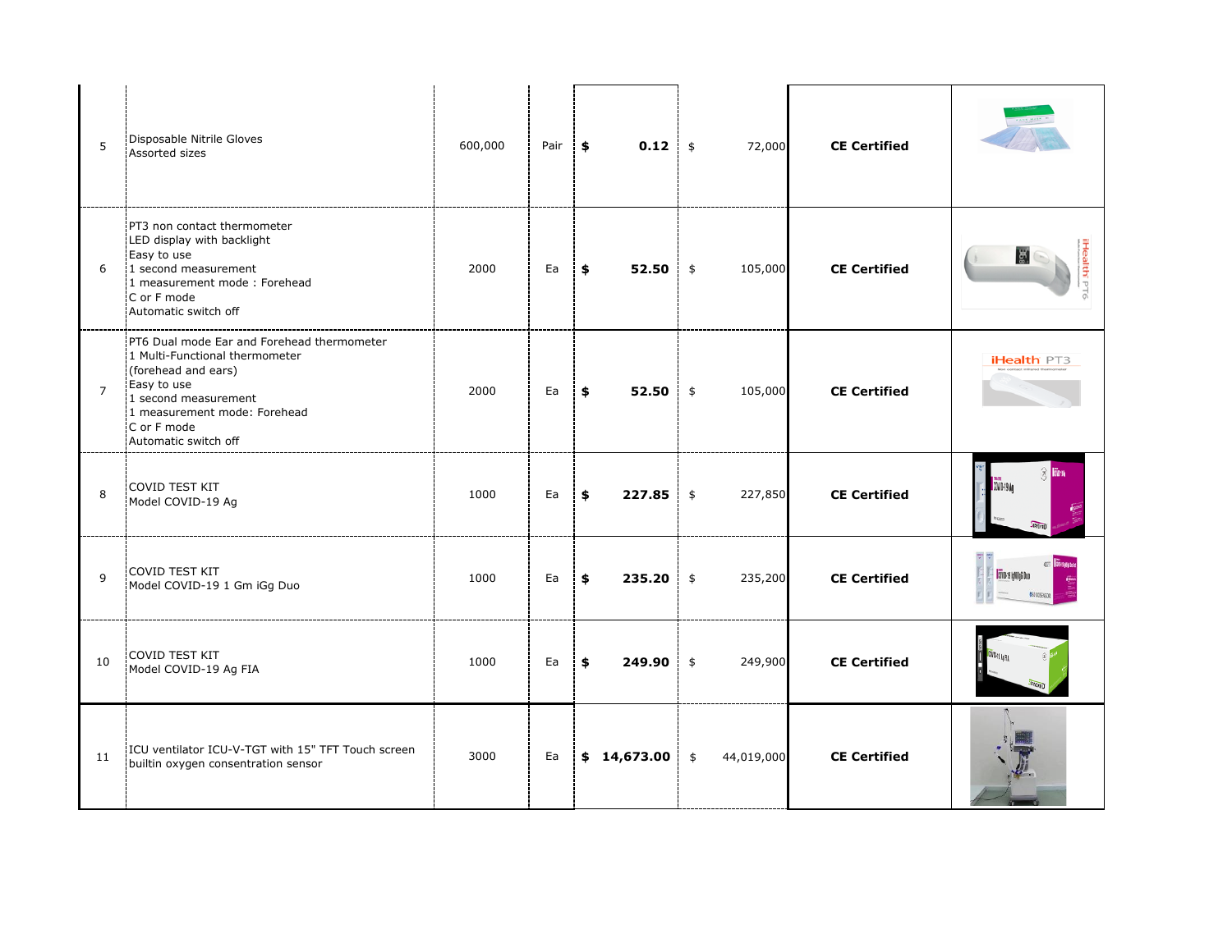| | | | | | | | |
|---|---|---|---|---|---|---|---|
| 5 | Disposable Nitrile Gloves<br>Assorted sizes | 600,000 | Pair | **$ 0.12** | $ 72,000 | **CE Certified** | |
| 6 | PT3 non contact thermometer<br>LED display with backlight<br>Easy to use<br>1 second measurement<br>1 measurement mode : Forehead<br>C or F mode<br>Automatic switch off | 2000 | Ea | **$ 52.50** | $ 105,000 | **CE Certified** | |
| 7 | PT6 Dual mode Ear and Forehead thermometer<br>1 Multi-Functional thermometer<br>(forehead and ears)<br>Easy to use<br>1 second measurement<br>1 measurement mode: Forehead<br>C or F mode<br>Automatic switch off | 2000 | Ea | **$ 52.50** | $ 105,000 | **CE Certified** | |
| 8 | COVID TEST KIT<br>Model COVID-19 Ag | 1000 | Ea | **$ 227.85** | $ 227,850 | **CE Certified** | |
| 9 | COVID TEST KIT<br>Model COVID-19 1 Gm iGg Duo | 1000 | Ea | **$ 235.20** | $ 235,200 | **CE Certified** | |
| 10 | COVID TEST KIT<br>Model COVID-19 Ag FIA | 1000 | Ea | **$ 249.90** | $ 249,900 | **CE Certified** | |
| 11 | ICU ventilator ICU-V-TGT with 15" TFT Touch screen builtin oxygen consentration sensor | 3000 | Ea | **$ 14,673.00** | $ 44,019,000 | **CE Certified** | |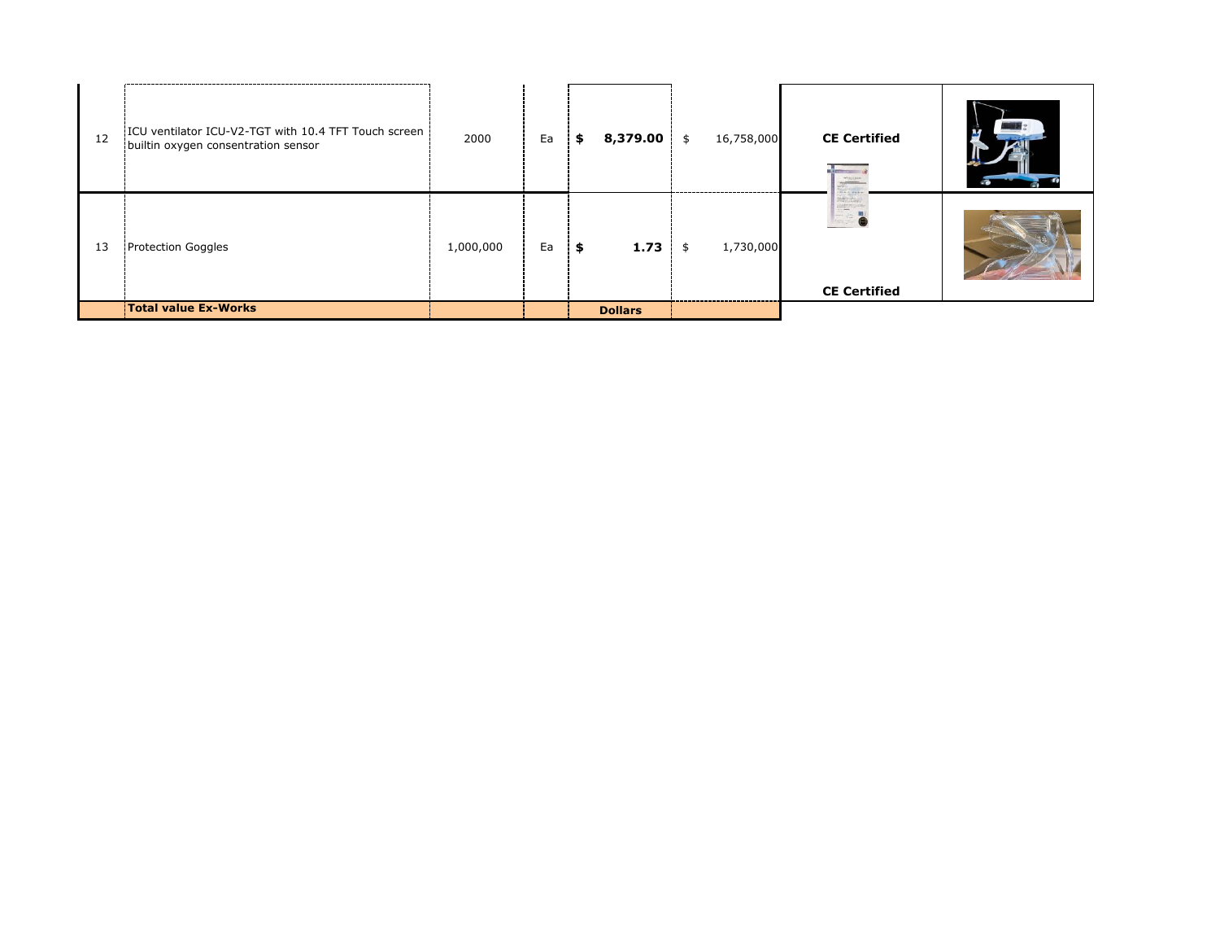| | | | | | | | |
|---|---|---|---|---|---|---|---|
| 12 | ICU ventilator ICU-V2-TGT with 10.4 TFT Touch screen builtin oxygen consentration sensor | 2000 | Ea | **$ 8,379.00** | $ 16,758,000 | **CE Certified** | |
| 13 | Protection Goggles | 1,000,000 | Ea | **$ 1.73** | $ 1,730,000 | **CE Certified** | |
| | **Total value Ex-Works** | | | **Dollars** | | | |